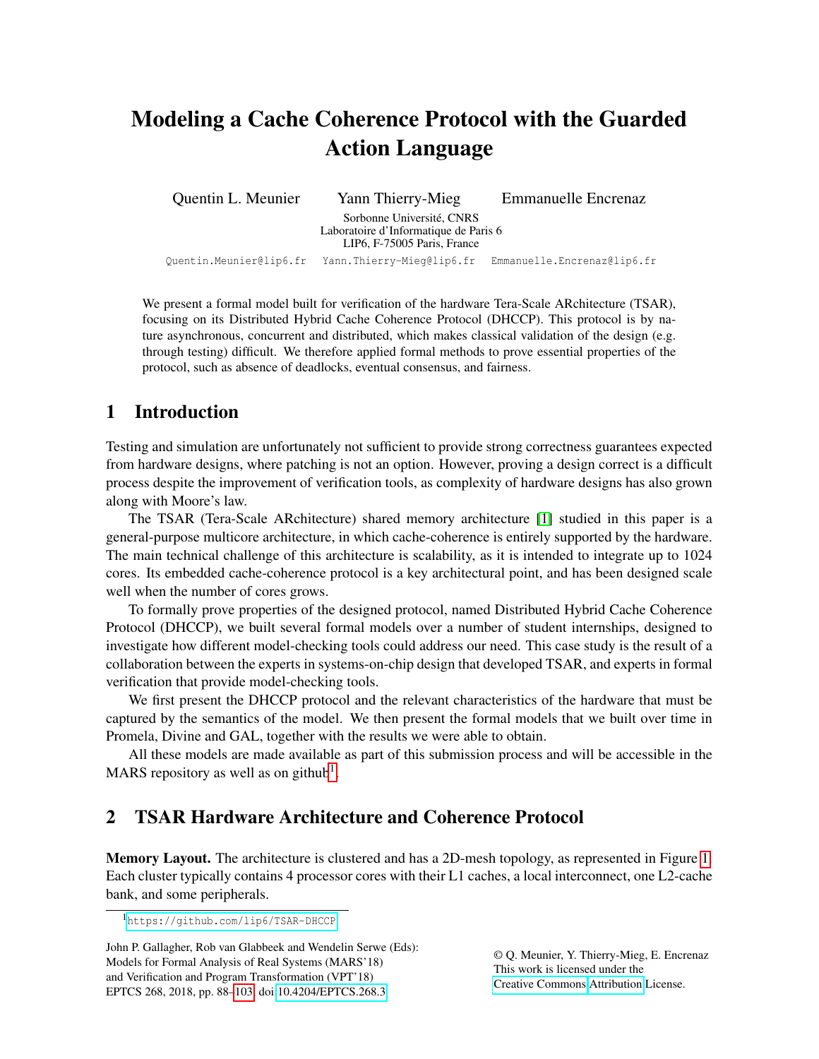# Modeling a Cache Coherence Protocol with the Guarded Action Language

Quentin L. Meunier  Yann Thierry-Mieg  Emmanuelle Encrenaz

Sorbonne Université, CNRS
Laboratoire d'Informatique de Paris 6
LIP6, F-75005 Paris, France

Quentin.Meunier@lip6.fr  Yann.Thierry-Mieg@lip6.fr  Emmanuelle.Encrenaz@lip6.fr

We present a formal model built for verification of the hardware Tera-Scale ARchitecture (TSAR), focusing on its Distributed Hybrid Cache Coherence Protocol (DHCCP). This protocol is by nature asynchronous, concurrent and distributed, which makes classical validation of the design (e.g. through testing) difficult. We therefore applied formal methods to prove essential properties of the protocol, such as absence of deadlocks, eventual consensus, and fairness.

## 1 Introduction

Testing and simulation are unfortunately not sufficient to provide strong correctness guarantees expected from hardware designs, where patching is not an option. However, proving a design correct is a difficult process despite the improvement of verification tools, as complexity of hardware designs has also grown along with Moore's law.

The TSAR (Tera-Scale ARchitecture) shared memory architecture [1] studied in this paper is a general-purpose multicore architecture, in which cache-coherence is entirely supported by the hardware. The main technical challenge of this architecture is scalability, as it is intended to integrate up to 1024 cores. Its embedded cache-coherence protocol is a key architectural point, and has been designed scale well when the number of cores grows.

To formally prove properties of the designed protocol, named Distributed Hybrid Cache Coherence Protocol (DHCCP), we built several formal models over a number of student internships, designed to investigate how different model-checking tools could address our need. This case study is the result of a collaboration between the experts in systems-on-chip design that developed TSAR, and experts in formal verification that provide model-checking tools.

We first present the DHCCP protocol and the relevant characteristics of the hardware that must be captured by the semantics of the model. We then present the formal models that we built over time in Promela, Divine and GAL, together with the results we were able to obtain.

All these models are made available as part of this submission process and will be accessible in the MARS repository as well as on github[1].

## 2 TSAR Hardware Architecture and Coherence Protocol

**Memory Layout.** The architecture is clustered and has a 2D-mesh topology, as represented in Figure 1. Each cluster typically contains 4 processor cores with their L1 caches, a local interconnect, one L2-cache bank, and some peripherals.

[1] https://github.com/lip6/TSAR-DHCCP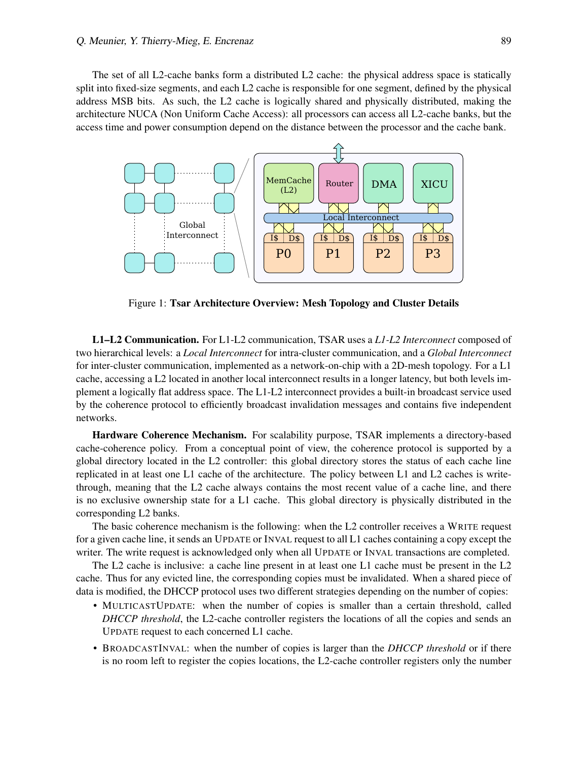The set of all L2-cache banks form a distributed L2 cache: the physical address space is statically split into fixed-size segments, and each L2 cache is responsible for one segment, defined by the physical address MSB bits. As such, the L2 cache is logically shared and physically distributed, making the architecture NUCA (Non Uniform Cache Access): all processors can access all L2-cache banks, but the access time and power consumption depend on the distance between the processor and the cache bank.

Figure 1: **Tsar Architecture Overview: Mesh Topology and Cluster Details**

**L1–L2 Communication.** For L1-L2 communication, TSAR uses a *L1-L2 Interconnect* composed of two hierarchical levels: a *Local Interconnect* for intra-cluster communication, and a *Global Interconnect* for inter-cluster communication, implemented as a network-on-chip with a 2D-mesh topology. For a L1 cache, accessing a L2 located in another local interconnect results in a longer latency, but both levels implement a logically flat address space. The L1-L2 interconnect provides a built-in broadcast service used by the coherence protocol to efficiently broadcast invalidation messages and contains five independent networks.

**Hardware Coherence Mechanism.** For scalability purpose, TSAR implements a directory-based cache-coherence policy. From a conceptual point of view, the coherence protocol is supported by a global directory located in the L2 controller: this global directory stores the status of each cache line replicated in at least one L1 cache of the architecture. The policy between L1 and L2 caches is write-through, meaning that the L2 cache always contains the most recent value of a cache line, and there is no exclusive ownership state for a L1 cache. This global directory is physically distributed in the corresponding L2 banks.

The basic coherence mechanism is the following: when the L2 controller receives a WRITE request for a given cache line, it sends an UPDATE or INVAL request to all L1 caches containing a copy except the writer. The write request is acknowledged only when all UPDATE or INVAL transactions are completed.

The L2 cache is inclusive: a cache line present in at least one L1 cache must be present in the L2 cache. Thus for any evicted line, the corresponding copies must be invalidated. When a shared piece of data is modified, the DHCCP protocol uses two different strategies depending on the number of copies:

- MULTICASTUPDATE: when the number of copies is smaller than a certain threshold, called *DHCCP threshold*, the L2-cache controller registers the locations of all the copies and sends an UPDATE request to each concerned L1 cache.
- BROADCASTINVAL: when the number of copies is larger than the *DHCCP threshold* or if there is no room left to register the copies locations, the L2-cache controller registers only the number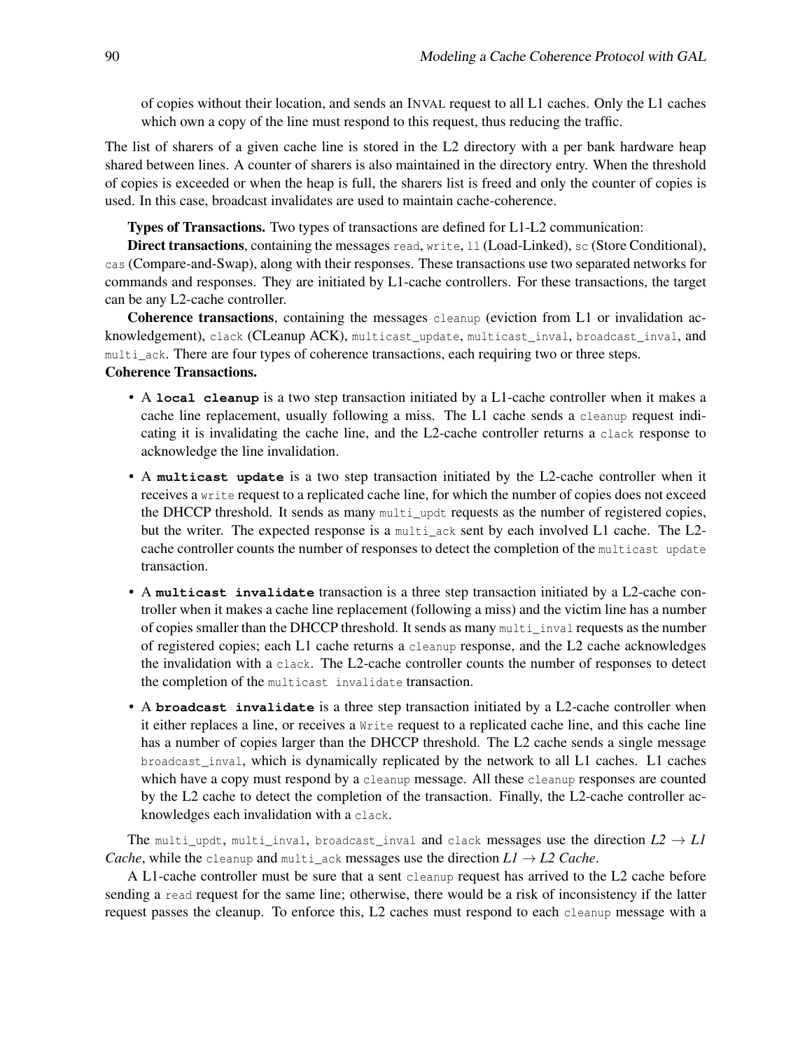of copies without their location, and sends an INVAL request to all L1 caches. Only the L1 caches which own a copy of the line must respond to this request, thus reducing the traffic.

The list of sharers of a given cache line is stored in the L2 directory with a per bank hardware heap shared between lines. A counter of sharers is also maintained in the directory entry. When the threshold of copies is exceeded or when the heap is full, the sharers list is freed and only the counter of copies is used. In this case, broadcast invalidates are used to maintain cache-coherence.

**Types of Transactions.** Two types of transactions are defined for L1-L2 communication:

**Direct transactions**, containing the messages `read`, `write`, `ll` (Load-Linked), `sc` (Store Conditional), `cas` (Compare-and-Swap), along with their responses. These transactions use two separated networks for commands and responses. They are initiated by L1-cache controllers. For these transactions, the target can be any L2-cache controller.

**Coherence transactions**, containing the messages `cleanup` (eviction from L1 or invalidation acknowledgement), `clack` (CLeanup ACK), `multicast_update`, `multicast_inval`, `broadcast_inval`, and `multi_ack`. There are four types of coherence transactions, each requiring two or three steps.

**Coherence Transactions.**

- A **`local cleanup`** is a two step transaction initiated by a L1-cache controller when it makes a cache line replacement, usually following a miss. The L1 cache sends a `cleanup` request indicating it is invalidating the cache line, and the L2-cache controller returns a `clack` response to acknowledge the line invalidation.
- A **`multicast update`** is a two step transaction initiated by the L2-cache controller when it receives a `write` request to a replicated cache line, for which the number of copies does not exceed the DHCCP threshold. It sends as many `multi_updt` requests as the number of registered copies, but the writer. The expected response is a `multi_ack` sent by each involved L1 cache. The L2-cache controller counts the number of responses to detect the completion of the `multicast update` transaction.
- A **`multicast invalidate`** transaction is a three step transaction initiated by a L2-cache controller when it makes a cache line replacement (following a miss) and the victim line has a number of copies smaller than the DHCCP threshold. It sends as many `multi_inval` requests as the number of registered copies; each L1 cache returns a `cleanup` response, and the L2 cache acknowledges the invalidation with a `clack`. The L2-cache controller counts the number of responses to detect the completion of the `multicast invalidate` transaction.
- A **`broadcast invalidate`** is a three step transaction initiated by a L2-cache controller when it either replaces a line, or receives a `Write` request to a replicated cache line, and this cache line has a number of copies larger than the DHCCP threshold. The L2 cache sends a single message `broadcast_inval`, which is dynamically replicated by the network to all L1 caches. L1 caches which have a copy must respond by a `cleanup` message. All these `cleanup` responses are counted by the L2 cache to detect the completion of the transaction. Finally, the L2-cache controller acknowledges each invalidation with a `clack`.

The `multi_updt`, `multi_inval`, `broadcast_inval` and `clack` messages use the direction *L2 → L1 Cache*, while the `cleanup` and `multi_ack` messages use the direction *L1 → L2 Cache*.

A L1-cache controller must be sure that a sent `cleanup` request has arrived to the L2 cache before sending a `read` request for the same line; otherwise, there would be a risk of inconsistency if the latter request passes the cleanup. To enforce this, L2 caches must respond to each `cleanup` message with a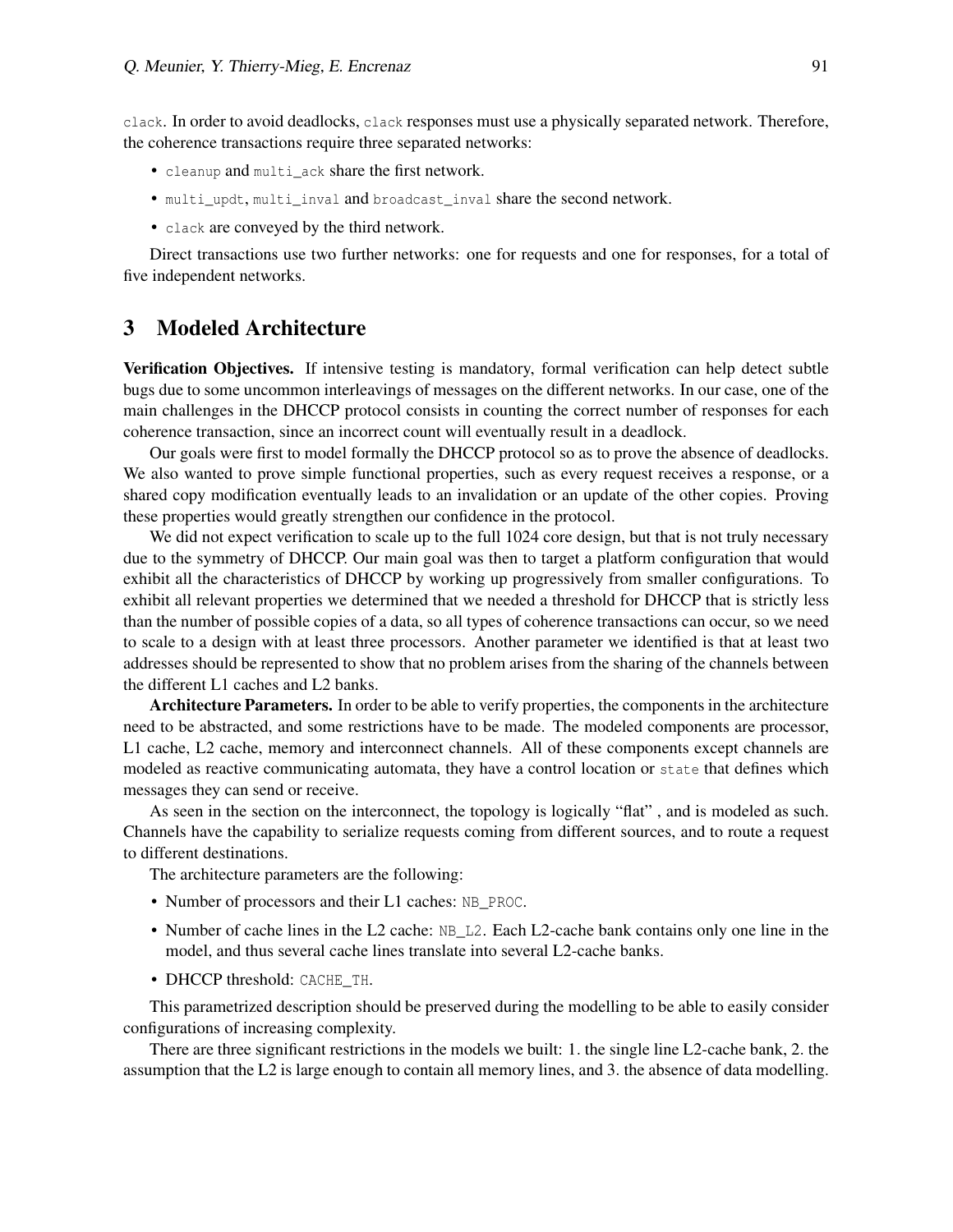`clack`. In order to avoid deadlocks, `clack` responses must use a physically separated network. Therefore, the coherence transactions require three separated networks:

- `cleanup` and `multi_ack` share the first network.
- `multi_updt`, `multi_inval` and `broadcast_inval` share the second network.
- `clack` are conveyed by the third network.

Direct transactions use two further networks: one for requests and one for responses, for a total of five independent networks.

## 3 Modeled Architecture

**Verification Objectives.** If intensive testing is mandatory, formal verification can help detect subtle bugs due to some uncommon interleavings of messages on the different networks. In our case, one of the main challenges in the DHCCP protocol consists in counting the correct number of responses for each coherence transaction, since an incorrect count will eventually result in a deadlock.

Our goals were first to model formally the DHCCP protocol so as to prove the absence of deadlocks. We also wanted to prove simple functional properties, such as every request receives a response, or a shared copy modification eventually leads to an invalidation or an update of the other copies. Proving these properties would greatly strengthen our confidence in the protocol.

We did not expect verification to scale up to the full 1024 core design, but that is not truly necessary due to the symmetry of DHCCP. Our main goal was then to target a platform configuration that would exhibit all the characteristics of DHCCP by working up progressively from smaller configurations. To exhibit all relevant properties we determined that we needed a threshold for DHCCP that is strictly less than the number of possible copies of a data, so all types of coherence transactions can occur, so we need to scale to a design with at least three processors. Another parameter we identified is that at least two addresses should be represented to show that no problem arises from the sharing of the channels between the different L1 caches and L2 banks.

**Architecture Parameters.** In order to be able to verify properties, the components in the architecture need to be abstracted, and some restrictions have to be made. The modeled components are processor, L1 cache, L2 cache, memory and interconnect channels. All of these components except channels are modeled as reactive communicating automata, they have a control location or `state` that defines which messages they can send or receive.

As seen in the section on the interconnect, the topology is logically "flat" , and is modeled as such. Channels have the capability to serialize requests coming from different sources, and to route a request to different destinations.

The architecture parameters are the following:

- Number of processors and their L1 caches: `NB_PROC`.
- Number of cache lines in the L2 cache: `NB_L2`. Each L2-cache bank contains only one line in the model, and thus several cache lines translate into several L2-cache banks.
- DHCCP threshold: `CACHE_TH`.

This parametrized description should be preserved during the modelling to be able to easily consider configurations of increasing complexity.

There are three significant restrictions in the models we built: 1. the single line L2-cache bank, 2. the assumption that the L2 is large enough to contain all memory lines, and 3. the absence of data modelling.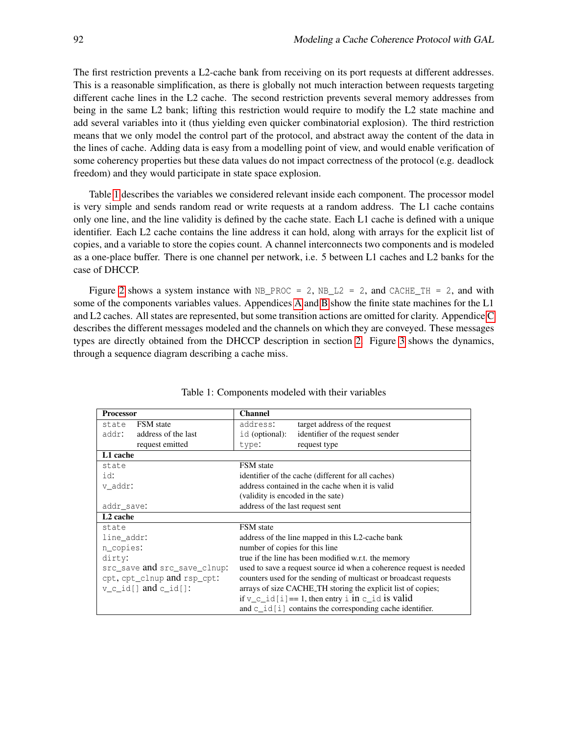The first restriction prevents a L2-cache bank from receiving on its port requests at different addresses. This is a reasonable simplification, as there is globally not much interaction between requests targeting different cache lines in the L2 cache. The second restriction prevents several memory addresses from being in the same L2 bank; lifting this restriction would require to modify the L2 state machine and add several variables into it (thus yielding even quicker combinatorial explosion). The third restriction means that we only model the control part of the protocol, and abstract away the content of the data in the lines of cache. Adding data is easy from a modelling point of view, and would enable verification of some coherency properties but these data values do not impact correctness of the protocol (e.g. deadlock freedom) and they would participate in state space explosion.

Table 1 describes the variables we considered relevant inside each component. The processor model is very simple and sends random read or write requests at a random address. The L1 cache contains only one line, and the line validity is defined by the cache state. Each L1 cache is defined with a unique identifier. Each L2 cache contains the line address it can hold, along with arrays for the explicit list of copies, and a variable to store the copies count. A channel interconnects two components and is modeled as a one-place buffer. There is one channel per network, i.e. 5 between L1 caches and L2 banks for the case of DHCCP.

Figure 2 shows a system instance with `NB_PROC = 2`, `NB_L2 = 2`, and `CACHE_TH = 2`, and with some of the components variables values. Appendices A and B show the finite state machines for the L1 and L2 caches. All states are represented, but some transition actions are omitted for clarity. Appendice C describes the different messages modeled and the channels on which they are conveyed. These messages types are directly obtained from the DHCCP description in section 2. Figure 3 shows the dynamics, through a sequence diagram describing a cache miss.

Table 1: Components modeled with their variables

| **Processor** | | **Channel** | |
|---|---|---|---|
| `state` | FSM state | `address`: | target address of the request |
| `addr`: | address of the last request emitted | `id` (optional): | identifier of the request sender |
| | | `type`: | request type |
| **L1 cache** | | | |
| `state` | | FSM state | |
| `id`: | | identifier of the cache (different for all caches) | |
| `v_addr`: | | address contained in the cache when it is valid (validity is encoded in the sate) | |
| `addr_save`: | | address of the last request sent | |
| **L2 cache** | | | |
| `state` | | FSM state | |
| `line_addr`: | | address of the line mapped in this L2-cache bank | |
| `n_copies`: | | number of copies for this line | |
| `dirty`: | | true if the line has been modified w.r.t. the memory | |
| `src_save` and `src_save_clnup`: | | used to save a request source id when a coherence request is needed | |
| `cpt`, `cpt_clnup` and `rsp_cpt`: | | counters used for the sending of multicast or broadcast requests | |
| `v_c_id[]` and `c_id[]`: | | arrays of size CACHE_TH storing the explicit list of copies; if `v_c_id[i]` == 1, then entry `i` in `c_id` is valid and `c_id[i]` contains the corresponding cache identifier. | |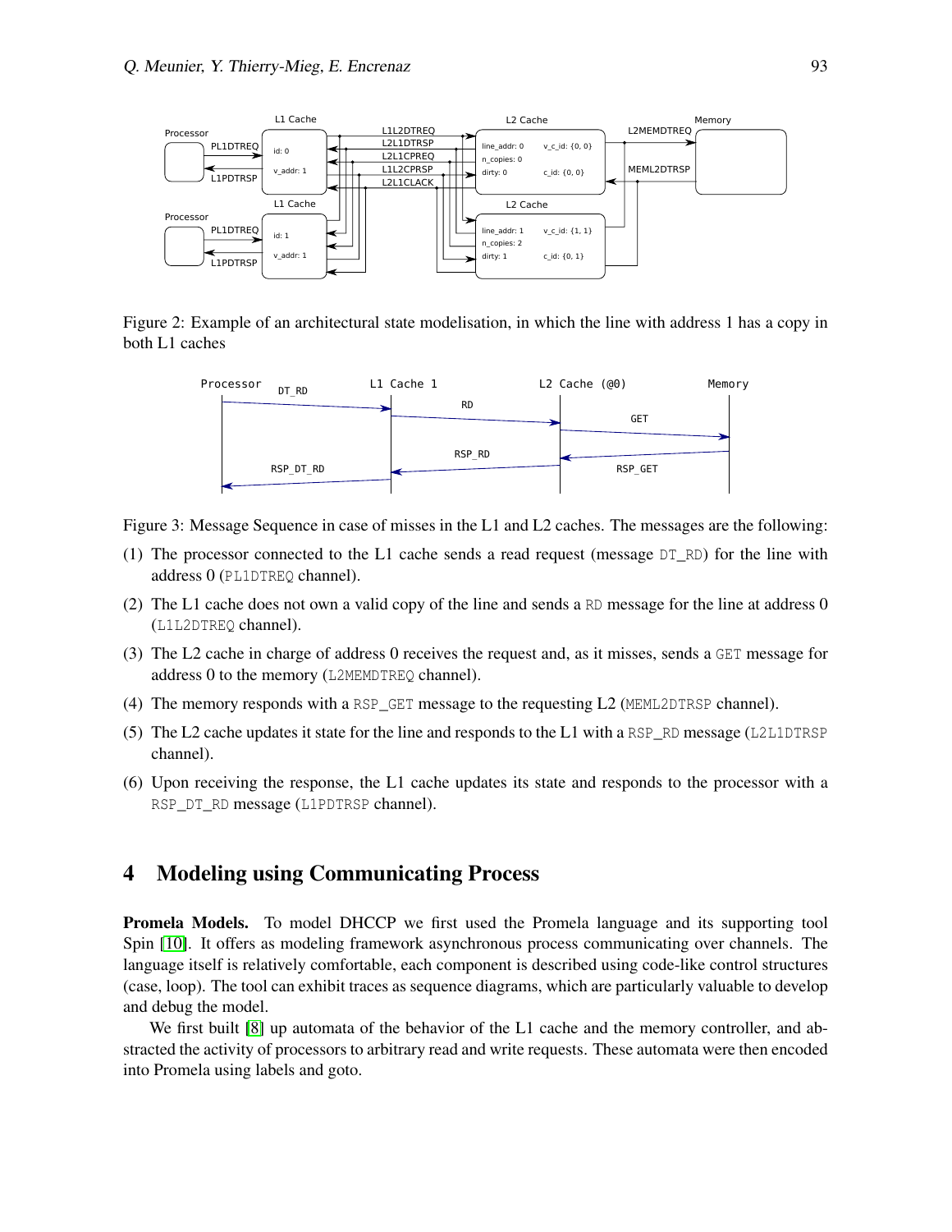Figure 2: Example of an architectural state modelisation, in which the line with address 1 has a copy in both L1 caches

Figure 3: Message Sequence in case of misses in the L1 and L2 caches. The messages are the following:

(1) The processor connected to the L1 cache sends a read request (message DT_RD) for the line with address 0 (PL1DTREQ channel).

(2) The L1 cache does not own a valid copy of the line and sends a RD message for the line at address 0 (L1L2DTREQ channel).

(3) The L2 cache in charge of address 0 receives the request and, as it misses, sends a GET message for address 0 to the memory (L2MEMDTREQ channel).

(4) The memory responds with a RSP_GET message to the requesting L2 (MEML2DTRSP channel).

(5) The L2 cache updates it state for the line and responds to the L1 with a RSP_RD message (L2L1DTRSP channel).

(6) Upon receiving the response, the L1 cache updates its state and responds to the processor with a RSP_DT_RD message (L1PDTRSP channel).

## 4 Modeling using Communicating Process

**Promela Models.** To model DHCCP we first used the Promela language and its supporting tool Spin [10]. It offers as modeling framework asynchronous process communicating over channels. The language itself is relatively comfortable, each component is described using code-like control structures (case, loop). The tool can exhibit traces as sequence diagrams, which are particularly valuable to develop and debug the model.

We first built [8] up automata of the behavior of the L1 cache and the memory controller, and abstracted the activity of processors to arbitrary read and write requests. These automata were then encoded into Promela using labels and goto.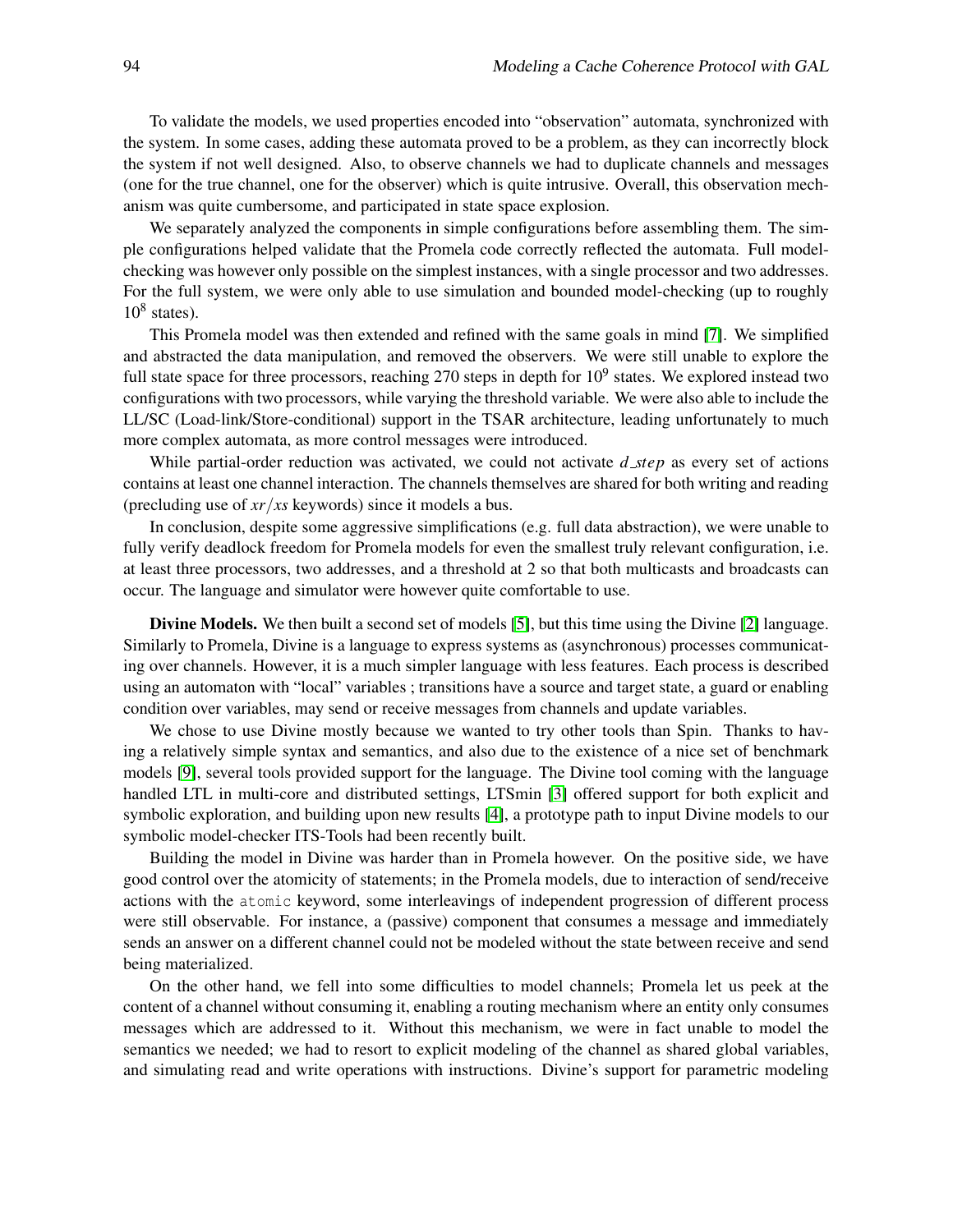To validate the models, we used properties encoded into "observation" automata, synchronized with the system. In some cases, adding these automata proved to be a problem, as they can incorrectly block the system if not well designed. Also, to observe channels we had to duplicate channels and messages (one for the true channel, one for the observer) which is quite intrusive. Overall, this observation mechanism was quite cumbersome, and participated in state space explosion.

We separately analyzed the components in simple configurations before assembling them. The simple configurations helped validate that the Promela code correctly reflected the automata. Full model-checking was however only possible on the simplest instances, with a single processor and two addresses. For the full system, we were only able to use simulation and bounded model-checking (up to roughly $10^8$ states).

This Promela model was then extended and refined with the same goals in mind [7]. We simplified and abstracted the data manipulation, and removed the observers. We were still unable to explore the full state space for three processors, reaching 270 steps in depth for $10^9$ states. We explored instead two configurations with two processors, while varying the threshold variable. We were also able to include the LL/SC (Load-link/Store-conditional) support in the TSAR architecture, leading unfortunately to much more complex automata, as more control messages were introduced.

While partial-order reduction was activated, we could not activate $d\_step$ as every set of actions contains at least one channel interaction. The channels themselves are shared for both writing and reading (precluding use of $xr/xs$ keywords) since it models a bus.

In conclusion, despite some aggressive simplifications (e.g. full data abstraction), we were unable to fully verify deadlock freedom for Promela models for even the smallest truly relevant configuration, i.e. at least three processors, two addresses, and a threshold at 2 so that both multicasts and broadcasts can occur. The language and simulator were however quite comfortable to use.

**Divine Models.** We then built a second set of models [5], but this time using the Divine [2] language. Similarly to Promela, Divine is a language to express systems as (asynchronous) processes communicating over channels. However, it is a much simpler language with less features. Each process is described using an automaton with "local" variables ; transitions have a source and target state, a guard or enabling condition over variables, may send or receive messages from channels and update variables.

We chose to use Divine mostly because we wanted to try other tools than Spin. Thanks to having a relatively simple syntax and semantics, and also due to the existence of a nice set of benchmark models [9], several tools provided support for the language. The Divine tool coming with the language handled LTL in multi-core and distributed settings, LTSmin [3] offered support for both explicit and symbolic exploration, and building upon new results [4], a prototype path to input Divine models to our symbolic model-checker ITS-Tools had been recently built.

Building the model in Divine was harder than in Promela however. On the positive side, we have good control over the atomicity of statements; in the Promela models, due to interaction of send/receive actions with the `atomic` keyword, some interleavings of independent progression of different process were still observable. For instance, a (passive) component that consumes a message and immediately sends an answer on a different channel could not be modeled without the state between receive and send being materialized.

On the other hand, we fell into some difficulties to model channels; Promela let us peek at the content of a channel without consuming it, enabling a routing mechanism where an entity only consumes messages which are addressed to it. Without this mechanism, we were in fact unable to model the semantics we needed; we had to resort to explicit modeling of the channel as shared global variables, and simulating read and write operations with instructions. Divine's support for parametric modeling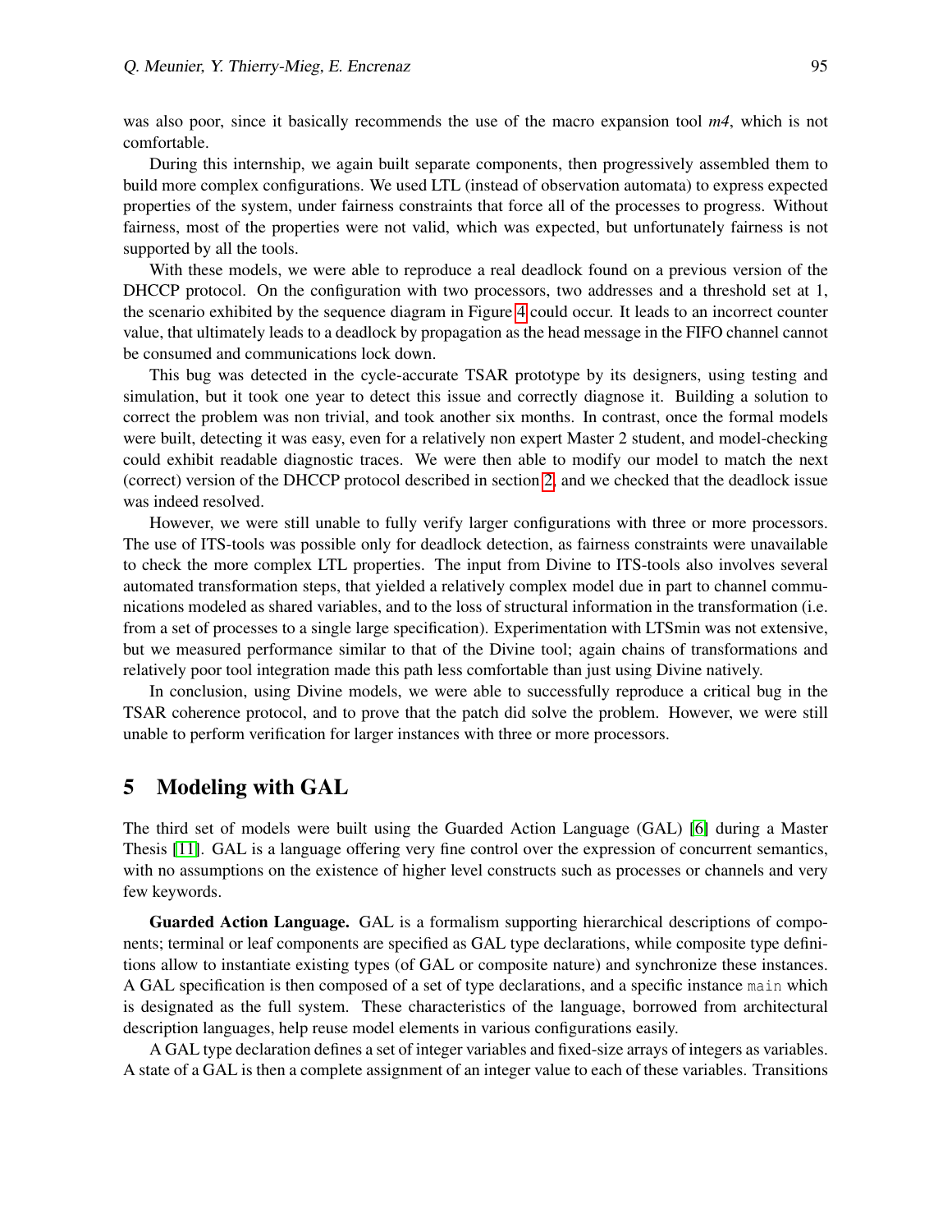was also poor, since it basically recommends the use of the macro expansion tool *m4*, which is not comfortable.

During this internship, we again built separate components, then progressively assembled them to build more complex configurations. We used LTL (instead of observation automata) to express expected properties of the system, under fairness constraints that force all of the processes to progress. Without fairness, most of the properties were not valid, which was expected, but unfortunately fairness is not supported by all the tools.

With these models, we were able to reproduce a real deadlock found on a previous version of the DHCCP protocol. On the configuration with two processors, two addresses and a threshold set at 1, the scenario exhibited by the sequence diagram in Figure 4 could occur. It leads to an incorrect counter value, that ultimately leads to a deadlock by propagation as the head message in the FIFO channel cannot be consumed and communications lock down.

This bug was detected in the cycle-accurate TSAR prototype by its designers, using testing and simulation, but it took one year to detect this issue and correctly diagnose it. Building a solution to correct the problem was non trivial, and took another six months. In contrast, once the formal models were built, detecting it was easy, even for a relatively non expert Master 2 student, and model-checking could exhibit readable diagnostic traces. We were then able to modify our model to match the next (correct) version of the DHCCP protocol described in section 2, and we checked that the deadlock issue was indeed resolved.

However, we were still unable to fully verify larger configurations with three or more processors. The use of ITS-tools was possible only for deadlock detection, as fairness constraints were unavailable to check the more complex LTL properties. The input from Divine to ITS-tools also involves several automated transformation steps, that yielded a relatively complex model due in part to channel communications modeled as shared variables, and to the loss of structural information in the transformation (i.e. from a set of processes to a single large specification). Experimentation with LTSmin was not extensive, but we measured performance similar to that of the Divine tool; again chains of transformations and relatively poor tool integration made this path less comfortable than just using Divine natively.

In conclusion, using Divine models, we were able to successfully reproduce a critical bug in the TSAR coherence protocol, and to prove that the patch did solve the problem. However, we were still unable to perform verification for larger instances with three or more processors.

## 5 Modeling with GAL

The third set of models were built using the Guarded Action Language (GAL) [6] during a Master Thesis [11]. GAL is a language offering very fine control over the expression of concurrent semantics, with no assumptions on the existence of higher level constructs such as processes or channels and very few keywords.

**Guarded Action Language.** GAL is a formalism supporting hierarchical descriptions of components; terminal or leaf components are specified as GAL type declarations, while composite type definitions allow to instantiate existing types (of GAL or composite nature) and synchronize these instances. A GAL specification is then composed of a set of type declarations, and a specific instance `main` which is designated as the full system. These characteristics of the language, borrowed from architectural description languages, help reuse model elements in various configurations easily.

A GAL type declaration defines a set of integer variables and fixed-size arrays of integers as variables. A state of a GAL is then a complete assignment of an integer value to each of these variables. Transitions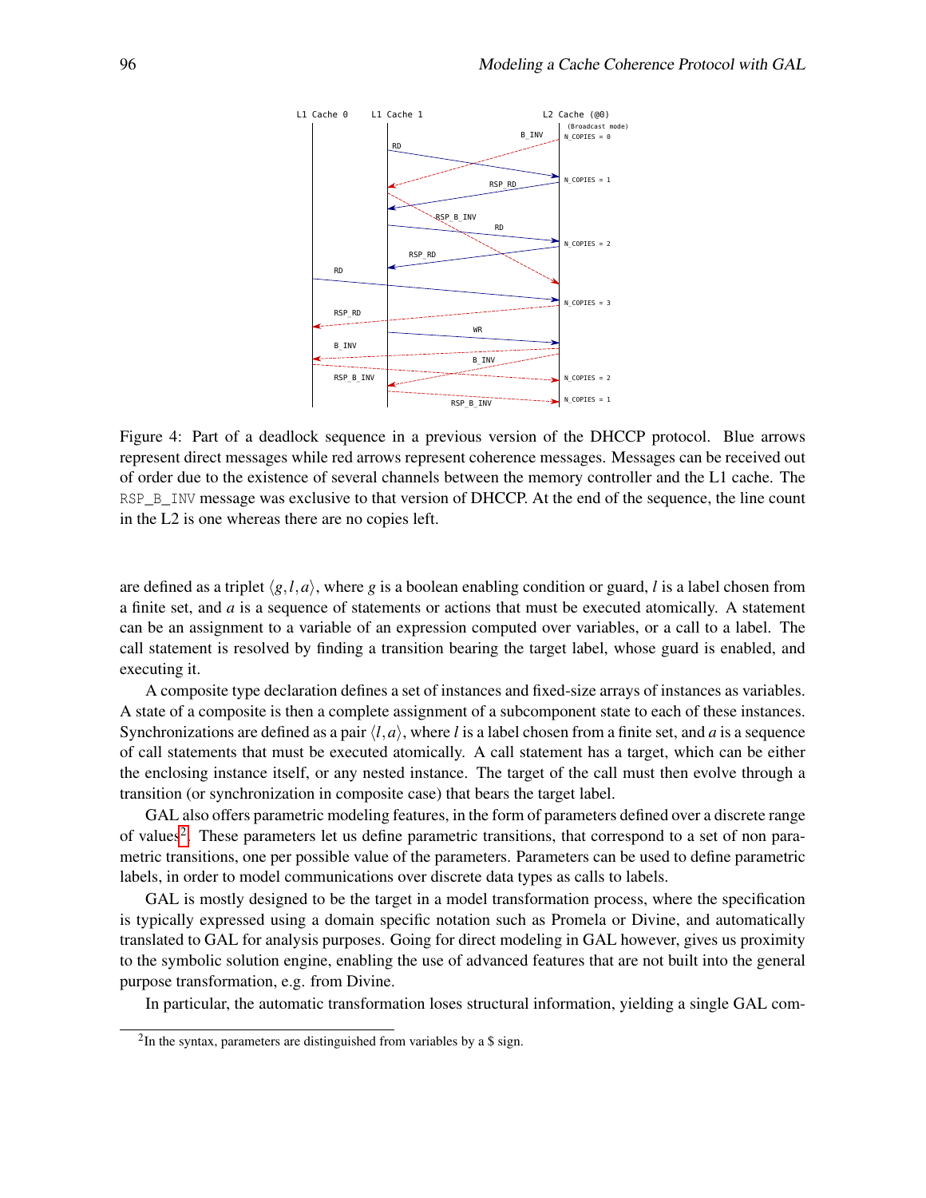Figure 4: Part of a deadlock sequence in a previous version of the DHCCP protocol. Blue arrows represent direct messages while red arrows represent coherence messages. Messages can be received out of order due to the existence of several channels between the memory controller and the L1 cache. The `RSP_B_INV` message was exclusive to that version of DHCCP. At the end of the sequence, the line count in the L2 is one whereas there are no copies left.

are defined as a triplet $\langle g, l, a \rangle$, where $g$ is a boolean enabling condition or guard, $l$ is a label chosen from a finite set, and $a$ is a sequence of statements or actions that must be executed atomically. A statement can be an assignment to a variable of an expression computed over variables, or a call to a label. The call statement is resolved by finding a transition bearing the target label, whose guard is enabled, and executing it.

A composite type declaration defines a set of instances and fixed-size arrays of instances as variables. A state of a composite is then a complete assignment of a subcomponent state to each of these instances. Synchronizations are defined as a pair $\langle l, a \rangle$, where $l$ is a label chosen from a finite set, and $a$ is a sequence of call statements that must be executed atomically. A call statement has a target, which can be either the enclosing instance itself, or any nested instance. The target of the call must then evolve through a transition (or synchronization in composite case) that bears the target label.

GAL also offers parametric modeling features, in the form of parameters defined over a discrete range of values[2]. These parameters let us define parametric transitions, that correspond to a set of non parametric transitions, one per possible value of the parameters. Parameters can be used to define parametric labels, in order to model communications over discrete data types as calls to labels.

GAL is mostly designed to be the target in a model transformation process, where the specification is typically expressed using a domain specific notation such as Promela or Divine, and automatically translated to GAL for analysis purposes. Going for direct modeling in GAL however, gives us proximity to the symbolic solution engine, enabling the use of advanced features that are not built into the general purpose transformation, e.g. from Divine.

In particular, the automatic transformation loses structural information, yielding a single GAL com-

[2] In the syntax, parameters are distinguished from variables by a $ sign.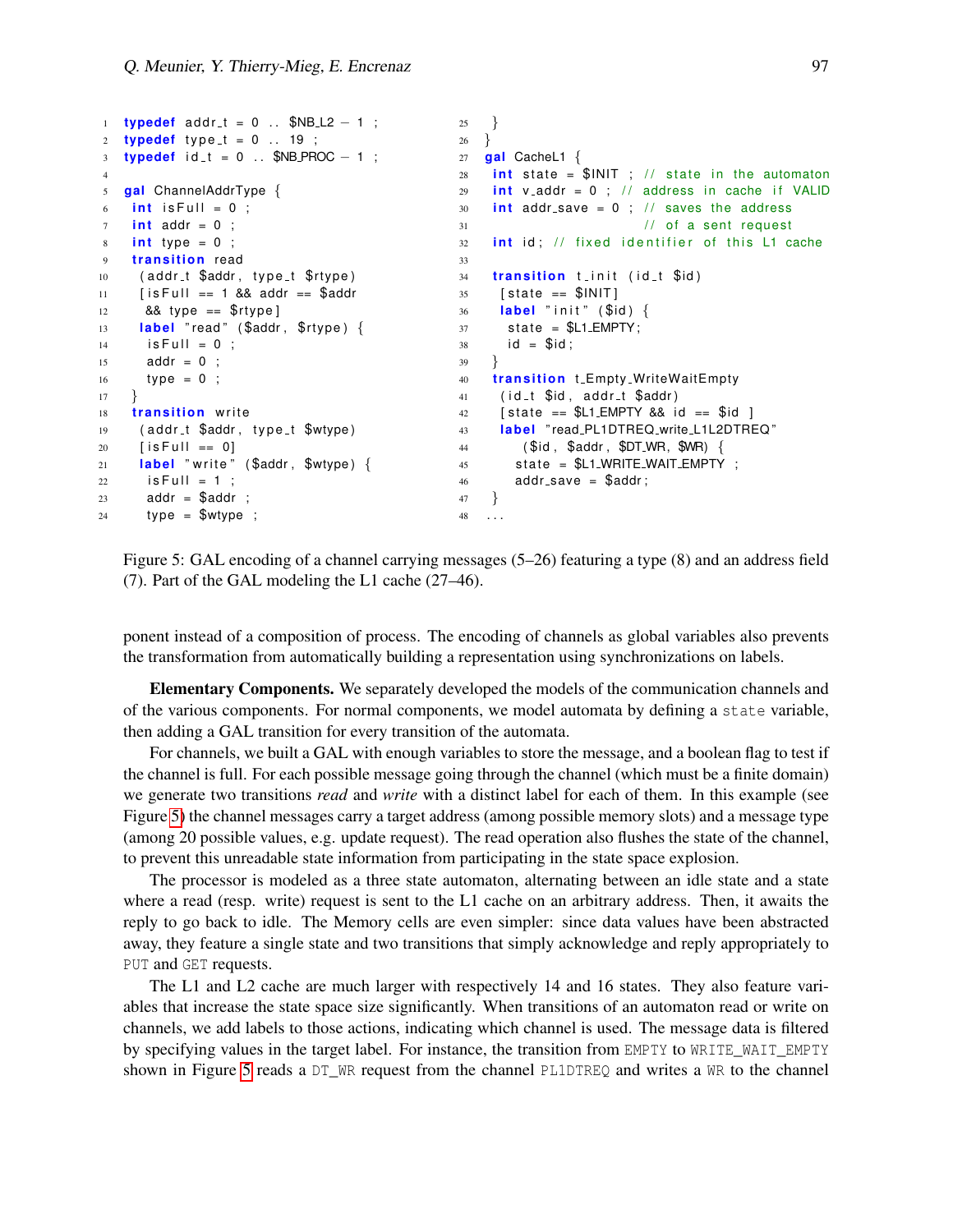```
typedef addr_t = 0 .. $NB_L2 - 1 ;
typedef type_t = 0 .. 19 ;
typedef id_t = 0 .. $NB_PROC - 1 ;

gal ChannelAddrType {
  int isFull = 0 ;
  int addr = 0 ;
  int type = 0 ;
  transition read
   (addr_t $addr, type_t $rtype)
   [isFull == 1 && addr == $addr
    && type == $rtype]
   label "read" ($addr, $rtype) {
    isFull = 0 ;
    addr = 0 ;
    type = 0 ;
  }
  transition write
   (addr_t $addr, type_t $wtype)
   [isFull == 0]
   label "write" ($addr, $wtype) {
    isFull = 1 ;
    addr = $addr ;
    type = $wtype ;
  }
}
gal CacheL1 {
  int state = $INIT ; // state in the automaton
  int v_addr = 0 ; // address in cache if VALID
  int addr_save = 0 ; // saves the address
                      // of a sent request
  int id; // fixed identifier of this L1 cache

  transition t_init (id_t $id)
   [state == $INIT]
   label "init" ($id) {
    state = $L1_EMPTY;
    id = $id;
  }
  transition t_Empty_WriteWaitEmpty
   (id_t $id, addr_t $addr)
   [state == $L1_EMPTY && id == $id ]
   label "read_PL1DTREQ_write_L1L2DTREQ"
      ($id, $addr, $DT_WR, $WR) {
     state = $L1_WRITE_WAIT_EMPTY ;
     addr_save = $addr;
  }
...
```

Figure 5: GAL encoding of a channel carrying messages (5–26) featuring a type (8) and an address field (7). Part of the GAL modeling the L1 cache (27–46).

ponent instead of a composition of process. The encoding of channels as global variables also prevents the transformation from automatically building a representation using synchronizations on labels.

**Elementary Components.** We separately developed the models of the communication channels and of the various components. For normal components, we model automata by defining a `state` variable, then adding a GAL transition for every transition of the automata.

For channels, we built a GAL with enough variables to store the message, and a boolean flag to test if the channel is full. For each possible message going through the channel (which must be a finite domain) we generate two transitions *read* and *write* with a distinct label for each of them. In this example (see Figure 5) the channel messages carry a target address (among possible memory slots) and a message type (among 20 possible values, e.g. update request). The read operation also flushes the state of the channel, to prevent this unreadable state information from participating in the state space explosion.

The processor is modeled as a three state automaton, alternating between an idle state and a state where a read (resp. write) request is sent to the L1 cache on an arbitrary address. Then, it awaits the reply to go back to idle. The Memory cells are even simpler: since data values have been abstracted away, they feature a single state and two transitions that simply acknowledge and reply appropriately to `PUT` and `GET` requests.

The L1 and L2 cache are much larger with respectively 14 and 16 states. They also feature variables that increase the state space size significantly. When transitions of an automaton read or write on channels, we add labels to those actions, indicating which channel is used. The message data is filtered by specifying values in the target label. For instance, the transition from `EMPTY` to `WRITE_WAIT_EMPTY` shown in Figure 5 reads a `DT_WR` request from the channel `PL1DTREQ` and writes a `WR` to the channel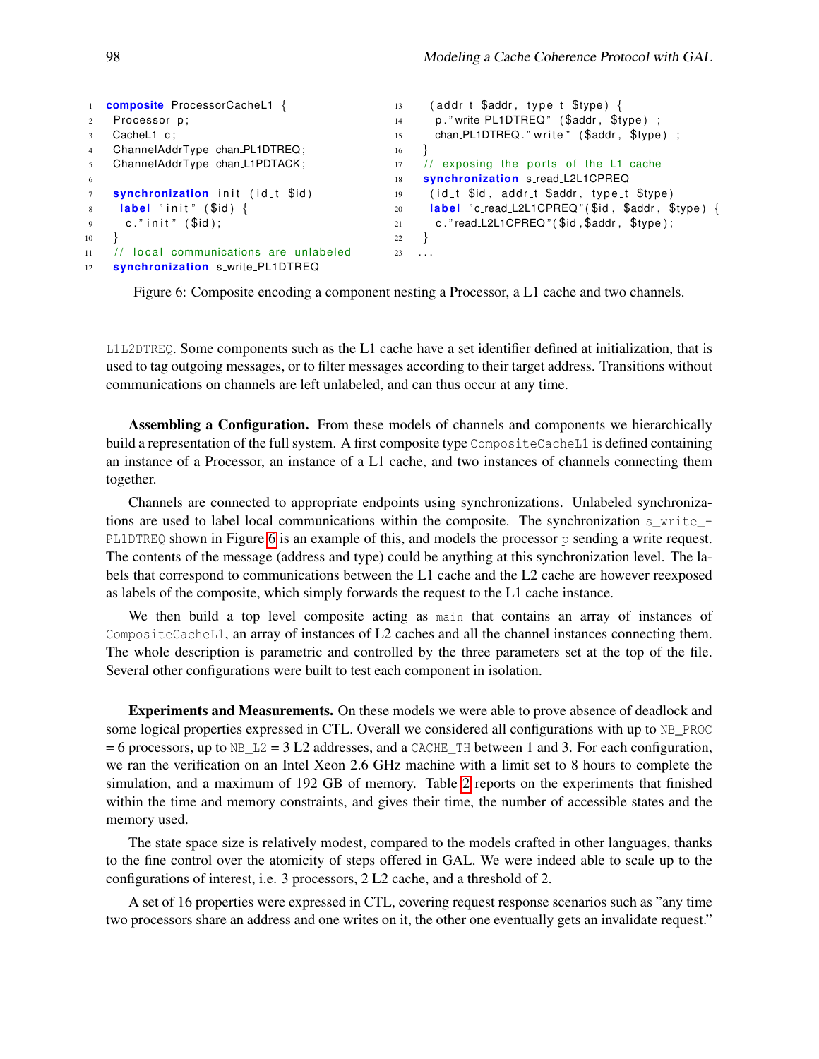```
composite ProcessorCacheL1 {
  Processor p;
  CacheL1 c;
  ChannelAddrType chan_PL1DTREQ;
  ChannelAddrType chan_L1PDTACK;

  synchronization init (id_t $id)
   label "init" ($id) {
    c."init" ($id);
  }
  // local communications are unlabeled
  synchronization s_write_PL1DTREQ
   (addr_t $addr, type_t $type) {
    p."write_PL1DTREQ" ($addr, $type) ;
    chan_PL1DTREQ."write" ($addr, $type) ;
  }
  // exposing the ports of the L1 cache
  synchronization s_read_L2L1CPREQ
   (id_t $id, addr_t $addr, type_t $type)
   label "c_read_L2L1CPREQ"($id, $addr, $type) {
    c."read_L2L1CPREQ"($id,$addr, $type);
  }
...
```

Figure 6: Composite encoding a component nesting a Processor, a L1 cache and two channels.

L1L2DTREQ. Some components such as the L1 cache have a set identifier defined at initialization, that is used to tag outgoing messages, or to filter messages according to their target address. Transitions without communications on channels are left unlabeled, and can thus occur at any time.

**Assembling a Configuration.** From these models of channels and components we hierarchically build a representation of the full system. A first composite type CompositeCacheL1 is defined containing an instance of a Processor, an instance of a L1 cache, and two instances of channels connecting them together.

Channels are connected to appropriate endpoints using synchronizations. Unlabeled synchronizations are used to label local communications within the composite. The synchronization s_write_-PL1DTREQ shown in Figure 6 is an example of this, and models the processor p sending a write request. The contents of the message (address and type) could be anything at this synchronization level. The labels that correspond to communications between the L1 cache and the L2 cache are however reexposed as labels of the composite, which simply forwards the request to the L1 cache instance.

We then build a top level composite acting as main that contains an array of instances of CompositeCacheL1, an array of instances of L2 caches and all the channel instances connecting them. The whole description is parametric and controlled by the three parameters set at the top of the file. Several other configurations were built to test each component in isolation.

**Experiments and Measurements.** On these models we were able to prove absence of deadlock and some logical properties expressed in CTL. Overall we considered all configurations with up to NB_PROC = 6 processors, up to NB_L2 = 3 L2 addresses, and a CACHE_TH between 1 and 3. For each configuration, we ran the verification on an Intel Xeon 2.6 GHz machine with a limit set to 8 hours to complete the simulation, and a maximum of 192 GB of memory. Table 2 reports on the experiments that finished within the time and memory constraints, and gives their time, the number of accessible states and the memory used.

The state space size is relatively modest, compared to the models crafted in other languages, thanks to the fine control over the atomicity of steps offered in GAL. We were indeed able to scale up to the configurations of interest, i.e. 3 processors, 2 L2 cache, and a threshold of 2.

A set of 16 properties were expressed in CTL, covering request response scenarios such as "any time two processors share an address and one writes on it, the other one eventually gets an invalidate request."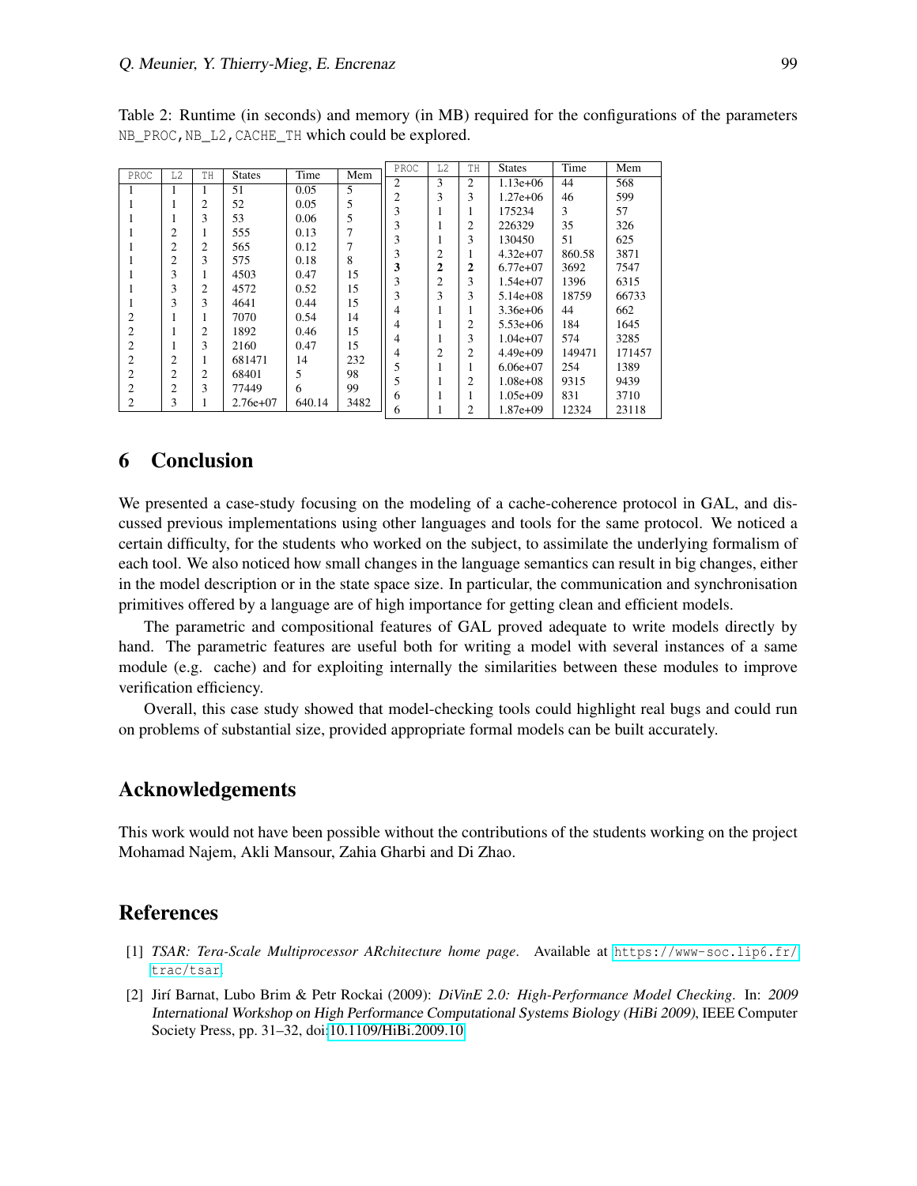Table 2: Runtime (in seconds) and memory (in MB) required for the configurations of the parameters NB_PROC, NB_L2, CACHE_TH which could be explored.

| PROC | L2 | TH | States | Time | Mem |
|---|---|---|---|---|---|
| 1 | 1 | 1 | 51 | 0.05 | 5 |
| 1 | 1 | 2 | 52 | 0.05 | 5 |
| 1 | 1 | 3 | 53 | 0.06 | 5 |
| 1 | 2 | 1 | 555 | 0.13 | 7 |
| 1 | 2 | 2 | 565 | 0.12 | 7 |
| 1 | 2 | 3 | 575 | 0.18 | 8 |
| 1 | 3 | 1 | 4503 | 0.47 | 15 |
| 1 | 3 | 2 | 4572 | 0.52 | 15 |
| 1 | 3 | 3 | 4641 | 0.44 | 15 |
| 2 | 1 | 1 | 7070 | 0.54 | 14 |
| 2 | 1 | 2 | 1892 | 0.46 | 15 |
| 2 | 1 | 3 | 2160 | 0.47 | 15 |
| 2 | 2 | 1 | 681471 | 14 | 232 |
| 2 | 2 | 2 | 68401 | 5 | 98 |
| 2 | 2 | 3 | 77449 | 6 | 99 |
| 2 | 3 | 1 | 2.76e+07 | 640.14 | 3482 |
| 2 | 3 | 2 | 1.13e+06 | 44 | 568 |
| 2 | 3 | 3 | 1.27e+06 | 46 | 599 |
| 3 | 1 | 1 | 175234 | 3 | 57 |
| 3 | 1 | 2 | 226329 | 35 | 326 |
| 3 | 1 | 3 | 130450 | 51 | 625 |
| 3 | 2 | 1 | 4.32e+07 | 860.58 | 3871 |
| **3** | **2** | **2** | 6.77e+07 | 3692 | 7547 |
| 3 | 2 | 3 | 1.54e+07 | 1396 | 6315 |
| 3 | 3 | 3 | 5.14e+08 | 18759 | 66733 |
| 4 | 1 | 1 | 3.36e+06 | 44 | 662 |
| 4 | 1 | 2 | 5.53e+06 | 184 | 1645 |
| 4 | 1 | 3 | 1.04e+07 | 574 | 3285 |
| 4 | 2 | 2 | 4.49e+09 | 149471 | 171457 |
| 5 | 1 | 1 | 6.06e+07 | 254 | 1389 |
| 5 | 1 | 2 | 1.08e+08 | 9315 | 9439 |
| 6 | 1 | 1 | 1.05e+09 | 831 | 3710 |
| 6 | 1 | 2 | 1.87e+09 | 12324 | 23118 |

# 6 Conclusion

We presented a case-study focusing on the modeling of a cache-coherence protocol in GAL, and discussed previous implementations using other languages and tools for the same protocol. We noticed a certain difficulty, for the students who worked on the subject, to assimilate the underlying formalism of each tool. We also noticed how small changes in the language semantics can result in big changes, either in the model description or in the state space size. In particular, the communication and synchronisation primitives offered by a language are of high importance for getting clean and efficient models.

The parametric and compositional features of GAL proved adequate to write models directly by hand. The parametric features are useful both for writing a model with several instances of a same module (e.g. cache) and for exploiting internally the similarities between these modules to improve verification efficiency.

Overall, this case study showed that model-checking tools could highlight real bugs and could run on problems of substantial size, provided appropriate formal models can be built accurately.

# Acknowledgements

This work would not have been possible without the contributions of the students working on the project Mohamad Najem, Akli Mansour, Zahia Gharbi and Di Zhao.

# References

[1] *TSAR: Tera-Scale Multiprocessor ARchitecture home page*. Available at https://www-soc.lip6.fr/trac/tsar.

[2] Jirí Barnat, Lubo Brim & Petr Rockai (2009): *DiVinE 2.0: High-Performance Model Checking*. In: *2009 International Workshop on High Performance Computational Systems Biology (HiBi 2009)*, IEEE Computer Society Press, pp. 31–32, doi:10.1109/HiBi.2009.10.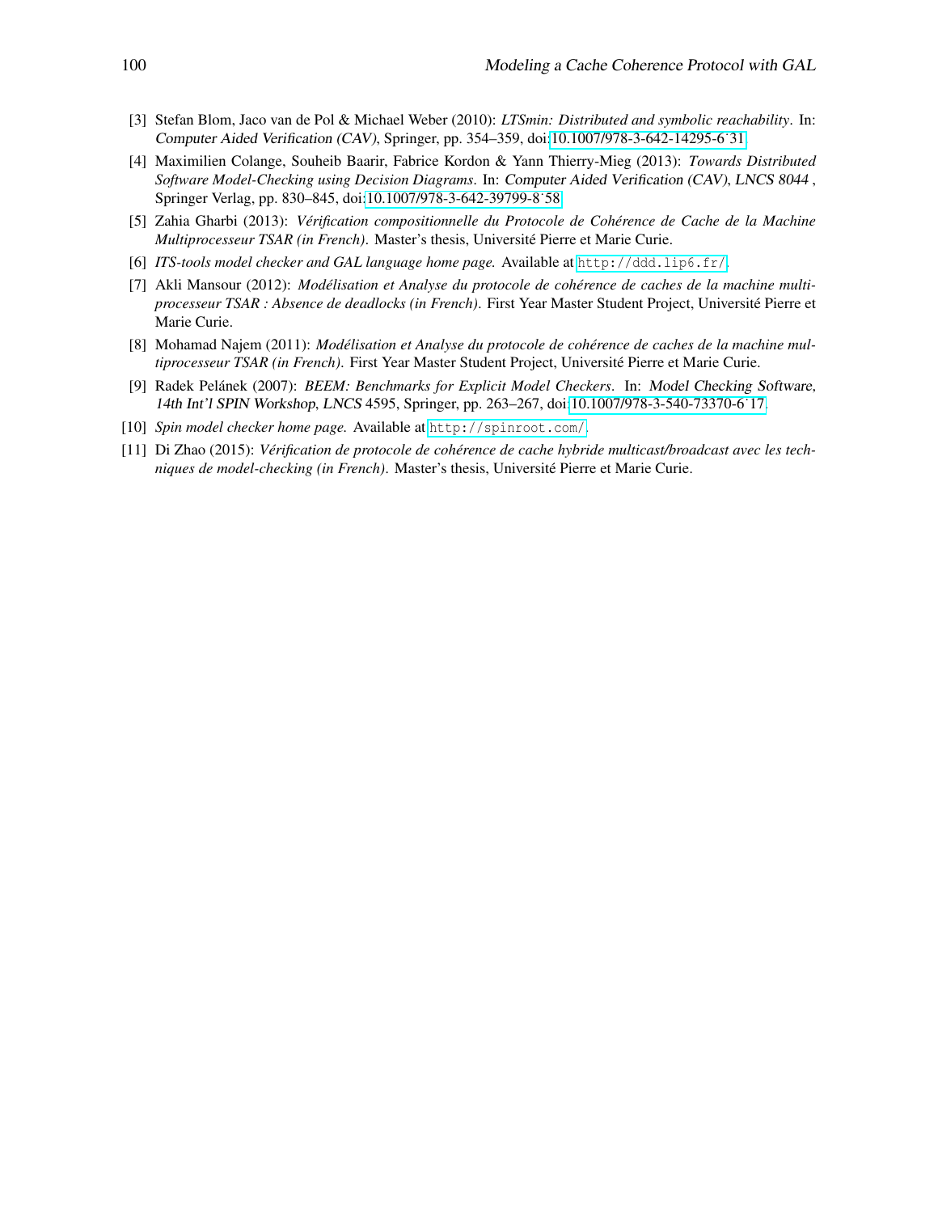[3] Stefan Blom, Jaco van de Pol & Michael Weber (2010): *LTSmin: Distributed and symbolic reachability*. In: *Computer Aided Verification (CAV)*, Springer, pp. 354–359, doi:10.1007/978-3-642-14295-6_31.

[4] Maximilien Colange, Souheib Baarir, Fabrice Kordon & Yann Thierry-Mieg (2013): *Towards Distributed Software Model-Checking using Decision Diagrams*. In: *Computer Aided Verification (CAV)*, *LNCS 8044* , Springer Verlag, pp. 830–845, doi:10.1007/978-3-642-39799-8_58.

[5] Zahia Gharbi (2013): *Vérification compositionnelle du Protocole de Cohérence de Cache de la Machine Multiprocesseur TSAR (in French)*. Master's thesis, Université Pierre et Marie Curie.

[6] *ITS-tools model checker and GAL language home page.* Available at `http://ddd.lip6.fr/`.

[7] Akli Mansour (2012): *Modélisation et Analyse du protocole de cohérence de caches de la machine multiprocesseur TSAR : Absence de deadlocks (in French)*. First Year Master Student Project, Université Pierre et Marie Curie.

[8] Mohamad Najem (2011): *Modélisation et Analyse du protocole de cohérence de caches de la machine multiprocesseur TSAR (in French)*. First Year Master Student Project, Université Pierre et Marie Curie.

[9] Radek Pelánek (2007): *BEEM: Benchmarks for Explicit Model Checkers*. In: *Model Checking Software, 14th Int'l SPIN Workshop*, *LNCS* 4595, Springer, pp. 263–267, doi:10.1007/978-3-540-73370-6_17.

[10] *Spin model checker home page.* Available at `http://spinroot.com/`.

[11] Di Zhao (2015): *Vérification de protocole de cohérence de cache hybride multicast/broadcast avec les techniques de model-checking (in French)*. Master's thesis, Université Pierre et Marie Curie.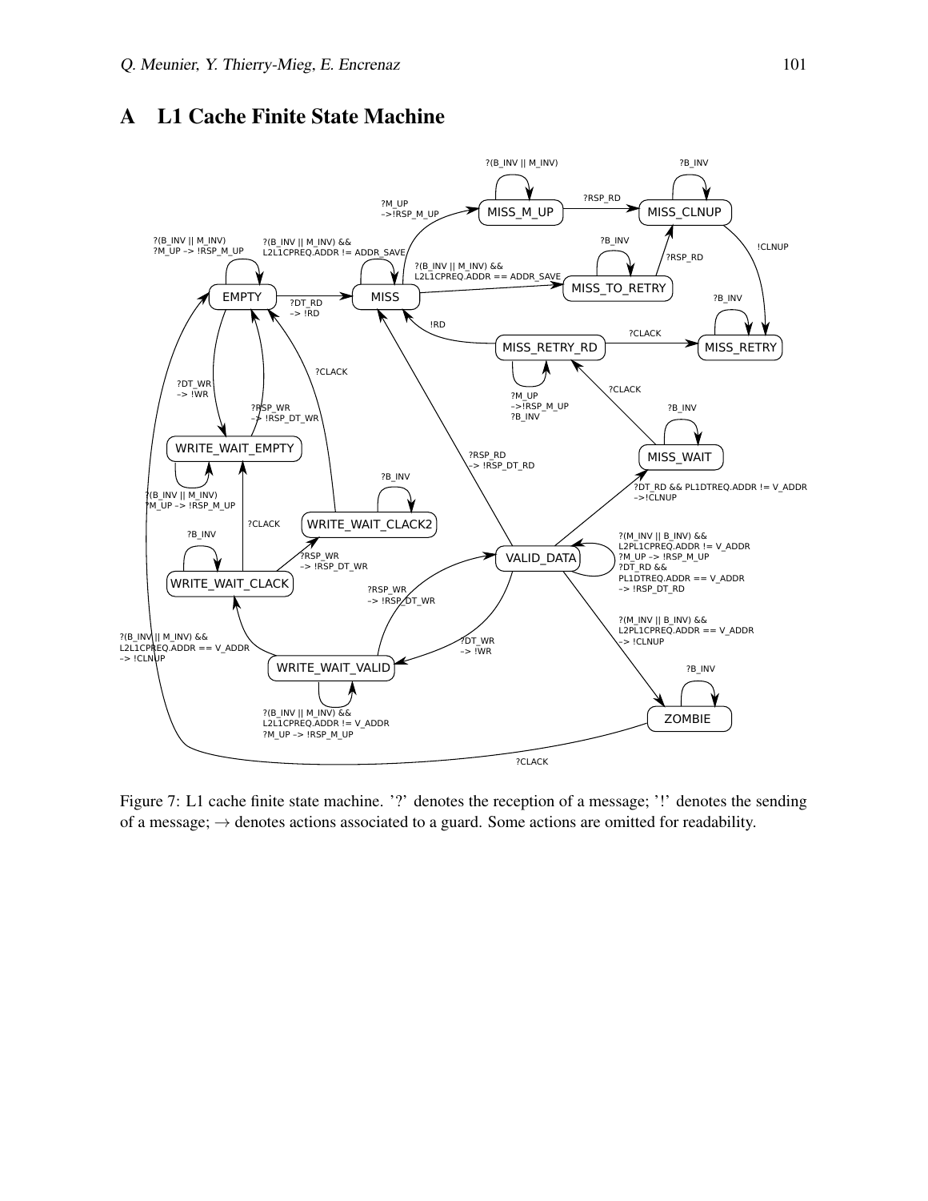# A L1 Cache Finite State Machine

Figure 7: L1 cache finite state machine. '?' denotes the reception of a message; '!' denotes the sending of a message; → denotes actions associated to a guard. Some actions are omitted for readability.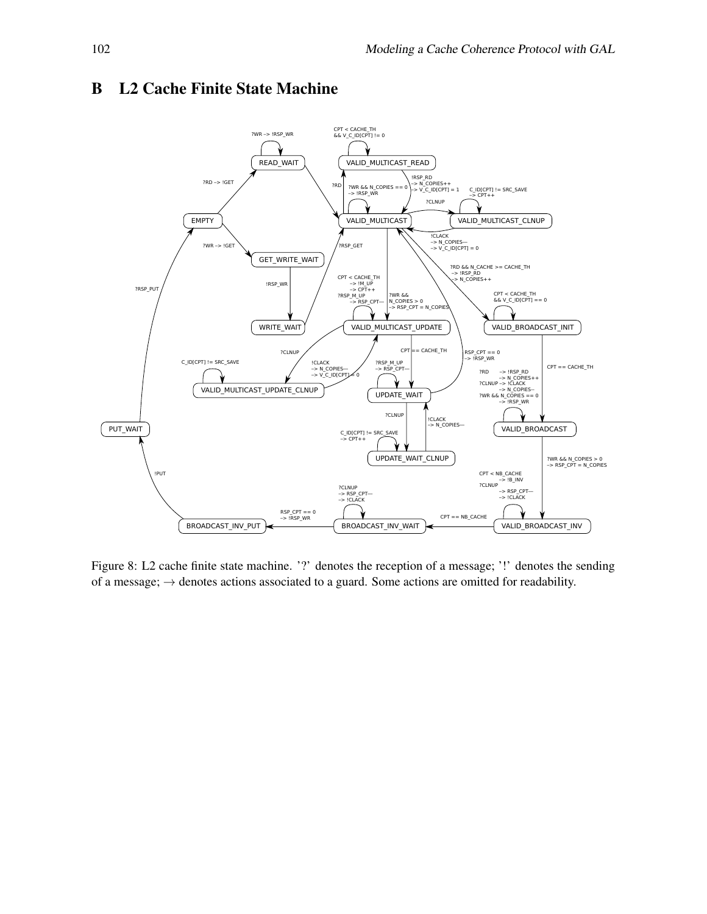# B L2 Cache Finite State Machine

Figure 8: L2 cache finite state machine. '?' denotes the reception of a message; '!' denotes the sending of a message; → denotes actions associated to a guard. Some actions are omitted for readability.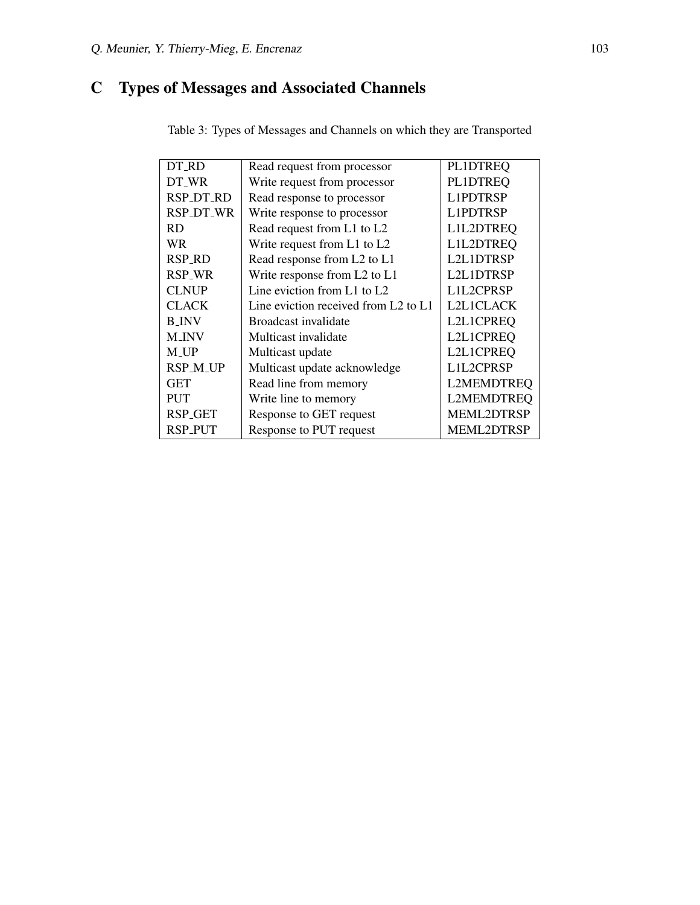# C Types of Messages and Associated Channels

Table 3: Types of Messages and Channels on which they are Transported

| | | |
|---|---|---|
| DT_RD | Read request from processor | PL1DTREQ |
| DT_WR | Write request from processor | PL1DTREQ |
| RSP_DT_RD | Read response to processor | L1PDTRSP |
| RSP_DT_WR | Write response to processor | L1PDTRSP |
| RD | Read request from L1 to L2 | L1L2DTREQ |
| WR | Write request from L1 to L2 | L1L2DTREQ |
| RSP_RD | Read response from L2 to L1 | L2L1DTRSP |
| RSP_WR | Write response from L2 to L1 | L2L1DTRSP |
| CLNUP | Line eviction from L1 to L2 | L1L2CPRSP |
| CLACK | Line eviction received from L2 to L1 | L2L1CLACK |
| B_INV | Broadcast invalidate | L2L1CPREQ |
| M_INV | Multicast invalidate | L2L1CPREQ |
| M_UP | Multicast update | L2L1CPREQ |
| RSP_M_UP | Multicast update acknowledge | L1L2CPRSP |
| GET | Read line from memory | L2MEMDTREQ |
| PUT | Write line to memory | L2MEMDTREQ |
| RSP_GET | Response to GET request | MEML2DTRSP |
| RSP_PUT | Response to PUT request | MEML2DTRSP |